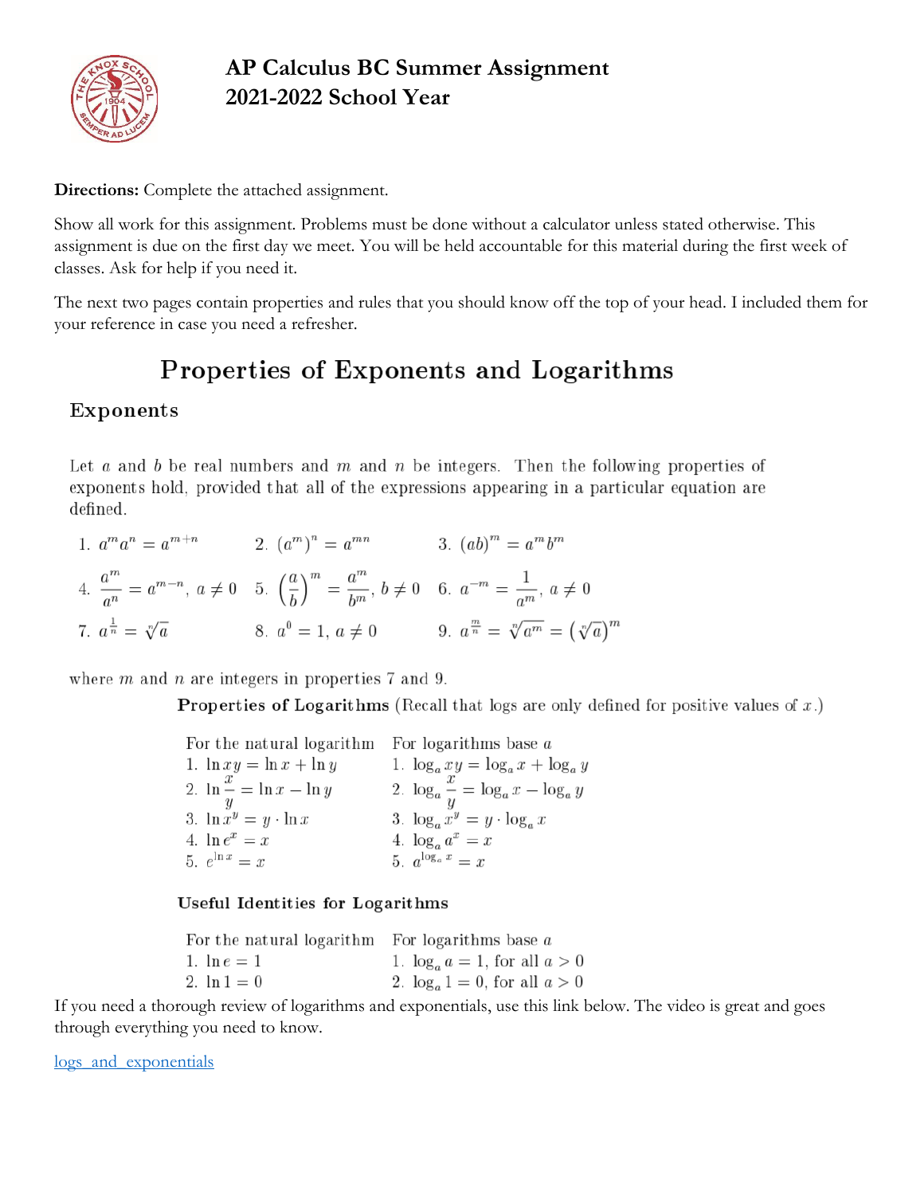# AP Calculus BC Summer Assignment
# 2021-2022 School Year

**Directions:** Complete the attached assignment.

Show all work for this assignment. Problems must be done without a calculator unless stated otherwise. This assignment is due on the first day we meet. You will be held accountable for this material during the first week of classes. Ask for help if you need it.

The next two pages contain properties and rules that you should know off the top of your head. I included them for your reference in case you need a refresher.

## Properties of Exponents and Logarithms

### Exponents

Let $a$ and $b$ be real numbers and $m$ and $n$ be integers. Then the following properties of exponents hold, provided that all of the expressions appearing in a particular equation are defined.

1. $a^m a^n = a^{m+n}$
2. $(a^m)^n = a^{mn}$
3. $(ab)^m = a^m b^m$
4. $\dfrac{a^m}{a^n} = a^{m-n},\ a \neq 0$
5. $\left(\dfrac{a}{b}\right)^m = \dfrac{a^m}{b^m},\ b \neq 0$
6. $a^{-m} = \dfrac{1}{a^m},\ a \neq 0$
7. $a^{\frac{1}{n}} = \sqrt[n]{a}$
8. $a^0 = 1,\ a \neq 0$
9. $a^{\frac{m}{n}} = \sqrt[n]{a^m} = \left(\sqrt[n]{a}\right)^m$

where $m$ and $n$ are integers in properties 7 and 9.

**Properties of Logarithms** (Recall that logs are only defined for positive values of $x$.)

| For the natural logarithm | For logarithms base $a$ |
|---|---|
| 1. $\ln xy = \ln x + \ln y$ | 1. $\log_a xy = \log_a x + \log_a y$ |
| 2. $\ln \dfrac{x}{y} = \ln x - \ln y$ | 2. $\log_a \dfrac{x}{y} = \log_a x - \log_a y$ |
| 3. $\ln x^y = y \cdot \ln x$ | 3. $\log_a x^y = y \cdot \log_a x$ |
| 4. $\ln e^x = x$ | 4. $\log_a a^x = x$ |
| 5. $e^{\ln x} = x$ | 5. $a^{\log_a x} = x$ |

**Useful Identities for Logarithms**

| For the natural logarithm | For logarithms base $a$ |
|---|---|
| 1. $\ln e = 1$ | 1. $\log_a a = 1$, for all $a > 0$ |
| 2. $\ln 1 = 0$ | 2. $\log_a 1 = 0$, for all $a > 0$ |

If you need a thorough review of logarithms and exponentials, use this link below. The video is great and goes through everything you need to know.

logs and exponentials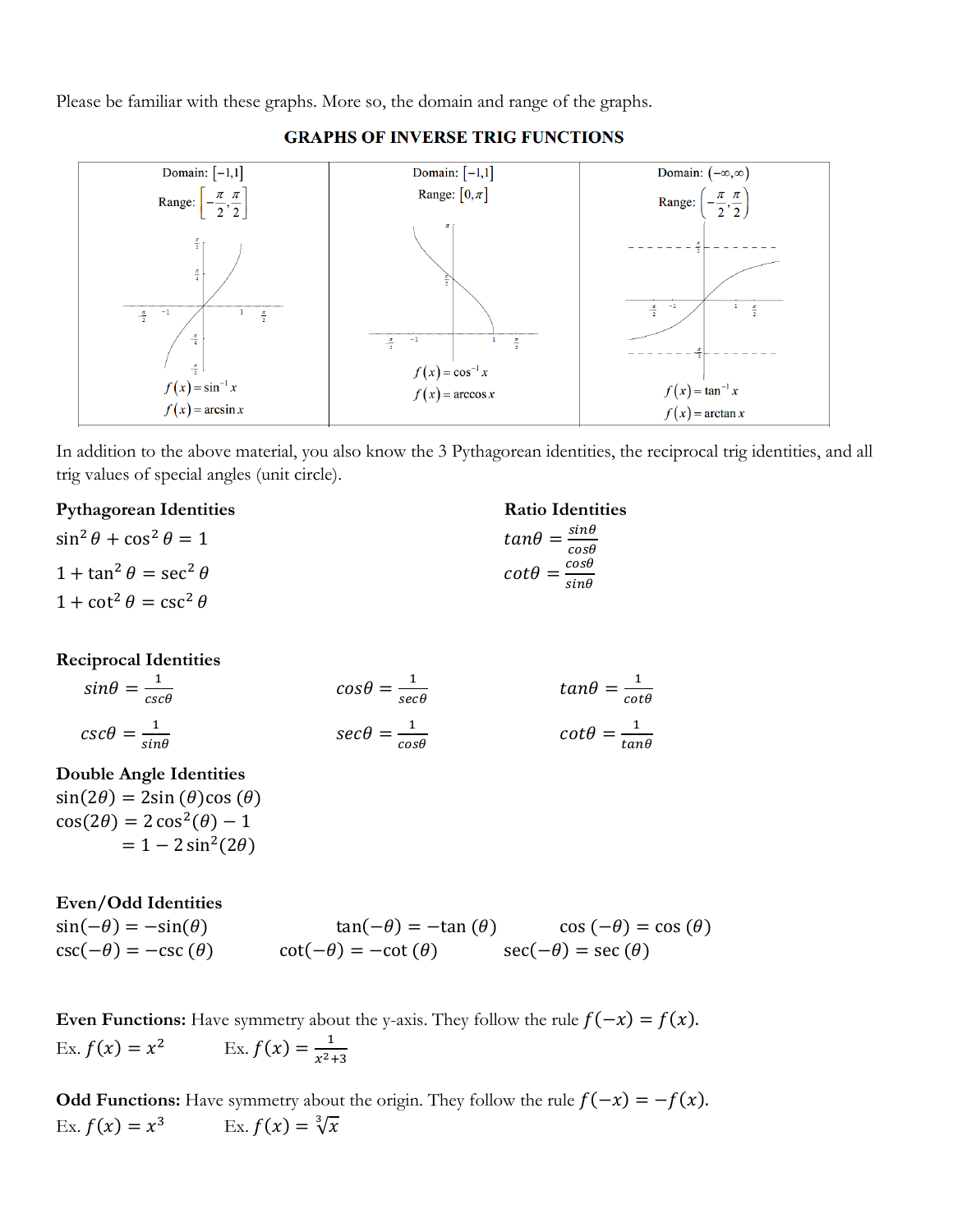Please be familiar with these graphs. More so, the domain and range of the graphs.

## GRAPHS OF INVERSE TRIG FUNCTIONS

| Domain: $[-1,1]$ Range: $\left[-\frac{\pi}{2},\frac{\pi}{2}\right]$ | Domain: $[-1,1]$ Range: $[0,\pi]$ | Domain: $(-\infty,\infty)$ Range: $\left(-\frac{\pi}{2},\frac{\pi}{2}\right)$ |
| --- | --- | --- |
| $f(x)=\sin^{-1}x$ $f(x)=\arcsin x$ | $f(x)=\cos^{-1}x$ $f(x)=\arccos x$ | $f(x)=\tan^{-1}x$ $f(x)=\arctan x$ |

In addition to the above material, you also know the 3 Pythagorean identities, the reciprocal trig identities, and all trig values of special angles (unit circle).

**Pythagorean Identities**

$\sin^2\theta+\cos^2\theta=1$

$1+\tan^2\theta=\sec^2\theta$

$1+\cot^2\theta=\csc^2\theta$

**Ratio Identities**

$tan\theta=\frac{sin\theta}{cos\theta}$

$cot\theta=\frac{cos\theta}{sin\theta}$

**Reciprocal Identities**

$sin\theta=\frac{1}{csc\theta}$ $\quad cos\theta=\frac{1}{sec\theta}$ $\quad tan\theta=\frac{1}{cot\theta}$

$csc\theta=\frac{1}{sin\theta}$ $\quad sec\theta=\frac{1}{cos\theta}$ $\quad cot\theta=\frac{1}{tan\theta}$

**Double Angle Identities**

$\sin(2\theta)=2\sin(\theta)\cos(\theta)$

$\cos(2\theta)=2\cos^2(\theta)-1$

$\quad\quad=1-2\sin^2(2\theta)$

**Even/Odd Identities**

$\sin(-\theta)=-\sin(\theta)$ $\quad \tan(-\theta)=-\tan(\theta)$ $\quad \cos(-\theta)=\cos(\theta)$

$\csc(-\theta)=-\csc(\theta)$ $\quad \cot(-\theta)=-\cot(\theta)$ $\quad \sec(-\theta)=\sec(\theta)$

**Even Functions:** Have symmetry about the y-axis. They follow the rule $f(-x)=f(x)$.

Ex. $f(x)=x^2$ $\quad$ Ex. $f(x)=\frac{1}{x^2+3}$

**Odd Functions:** Have symmetry about the origin. They follow the rule $f(-x)=-f(x)$.

Ex. $f(x)=x^3$ $\quad$ Ex. $f(x)=\sqrt[3]{x}$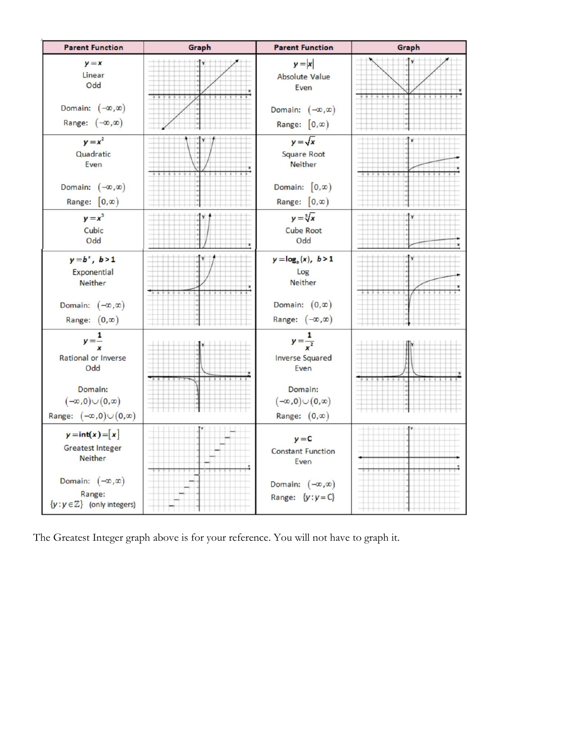| Parent Function | Graph | Parent Function | Graph |
|---|---|---|---|
| $y=x$<br>Linear<br>Odd<br><br>Domain: $(-\infty,\infty)$<br>Range: $(-\infty,\infty)$ | | $y=\|x\|$<br>Absolute Value<br>Even<br><br>Domain: $(-\infty,\infty)$<br>Range: $[0,\infty)$ | |
| $y=x^2$<br>Quadratic<br>Even<br><br>Domain: $(-\infty,\infty)$<br>Range: $[0,\infty)$ | | $y=\sqrt{x}$<br>Square Root<br>Neither<br><br>Domain: $[0,\infty)$<br>Range: $[0,\infty)$ | |
| $y=x^3$<br>Cubic<br>Odd | | $y=\sqrt[3]{x}$<br>Cube Root<br>Odd | |
| $y=b^x$, $b>1$<br>Exponential<br>Neither<br><br>Domain: $(-\infty,\infty)$<br>Range: $(0,\infty)$ | | $y=\log_b(x)$, $b>1$<br>Log<br>Neither<br><br>Domain: $(0,\infty)$<br>Range: $(-\infty,\infty)$ | |
| $y=\frac{1}{x}$<br>Rational or Inverse<br>Odd<br><br>Domain:<br>$(-\infty,0)\cup(0,\infty)$<br>Range: $(-\infty,0)\cup(0,\infty)$ | | $y=\frac{1}{x^2}$<br>Inverse Squared<br>Even<br><br>Domain:<br>$(-\infty,0)\cup(0,\infty)$<br>Range: $(0,\infty)$ | |
| $y=\text{int}(x)=[x]$<br>Greatest Integer<br>Neither<br><br>Domain: $(-\infty,\infty)$<br>Range:<br>$\{y:y\in\mathbb{Z}\}$ (only integers) | | $y=C$<br>Constant Function<br>Even<br><br>Domain: $(-\infty,\infty)$<br>Range: $\{y:y=C\}$ | |

The Greatest Integer graph above is for your reference. You will not have to graph it.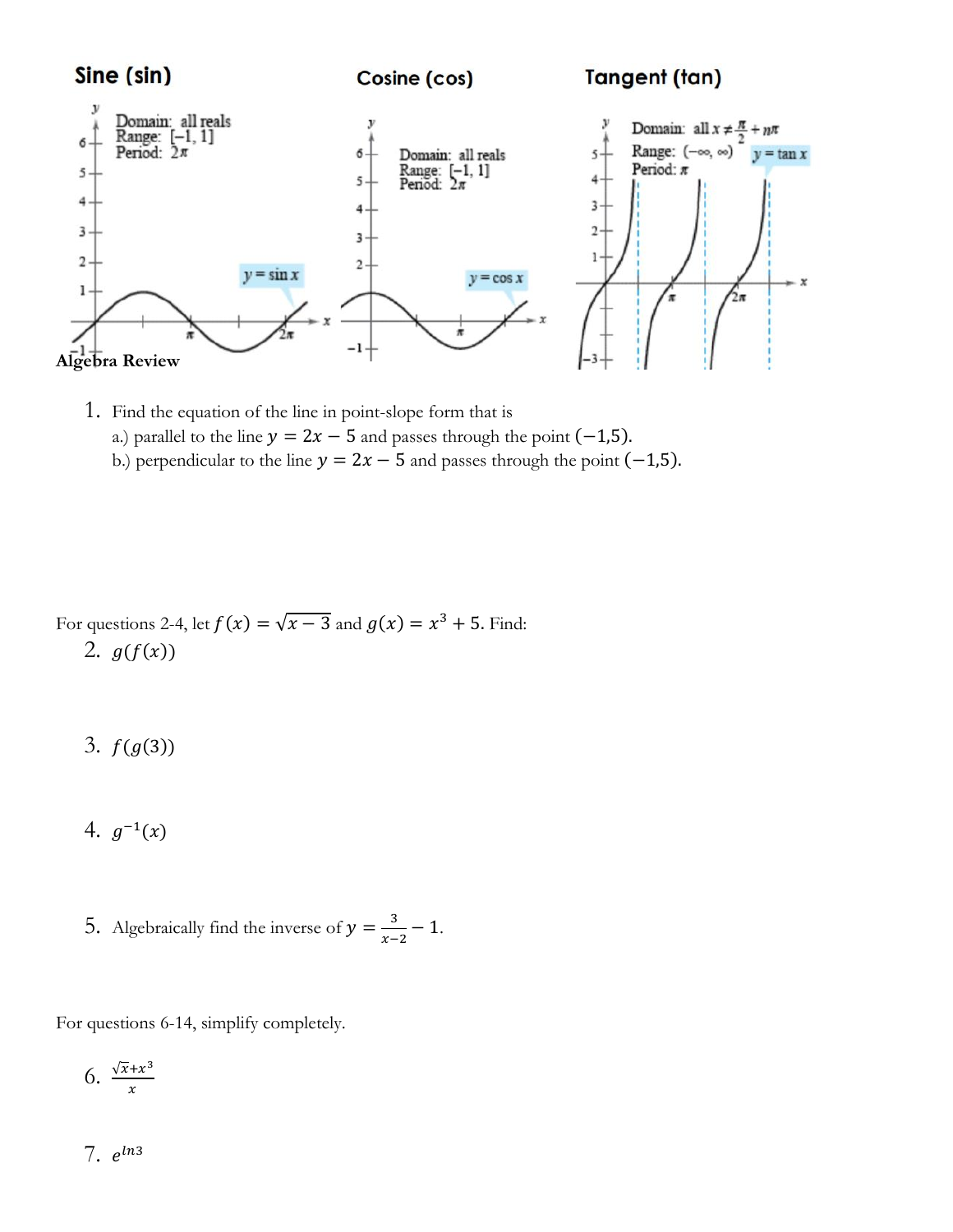**Sine (sin)** **Cosine (cos)** **Tangent (tan)**

Domain: all reals
Range: $[-1, 1]$
Period: $2\pi$

$y = \sin x$

Domain: all reals
Range: $[-1, 1]$
Period: $2\pi$

$y = \cos x$

Domain: all $x \neq \frac{\pi}{2} + n\pi$
Range: $(-\infty, \infty)$
Period: $\pi$

$y = \tan x$

**Algebra Review**

1. Find the equation of the line in point-slope form that is
   a.) parallel to the line $y = 2x - 5$ and passes through the point $(-1,5)$.
   b.) perpendicular to the line $y = 2x - 5$ and passes through the point $(-1,5)$.

For questions 2-4, let $f(x) = \sqrt{x-3}$ and $g(x) = x^3 + 5$. Find:

2. $g(f(x))$

3. $f(g(3))$

4. $g^{-1}(x)$

5. Algebraically find the inverse of $y = \frac{3}{x-2} - 1$.

For questions 6-14, simplify completely.

6. $\frac{\sqrt{x}+x^3}{x}$

7. $e^{\ln 3}$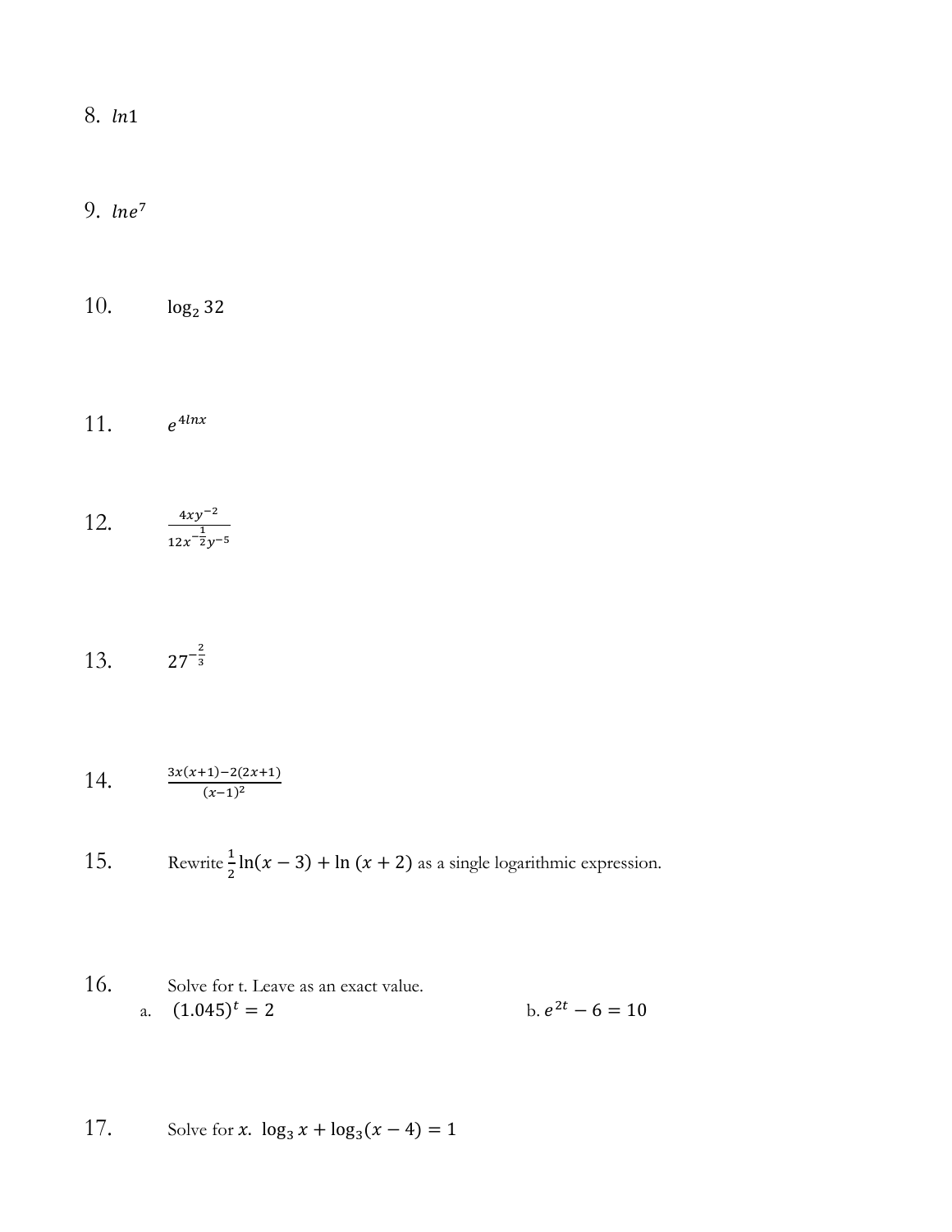8. $ln1$

9. $lne^7$

10. $\log_2 32$

11. $e^{4lnx}$

12. $\frac{4xy^{-2}}{12x^{-\frac{1}{2}}y^{-5}}$

13. $27^{-\frac{2}{3}}$

14. $\frac{3x(x+1)-2(2x+1)}{(x-1)^2}$

15. Rewrite $\frac{1}{2}\ln(x-3) + \ln(x+2)$ as a single logarithmic expression.

16. Solve for t. Leave as an exact value.

    a. $(1.045)^t = 2$

    b. $e^{2t} - 6 = 10$

17. Solve for $x$. $\log_3 x + \log_3(x-4) = 1$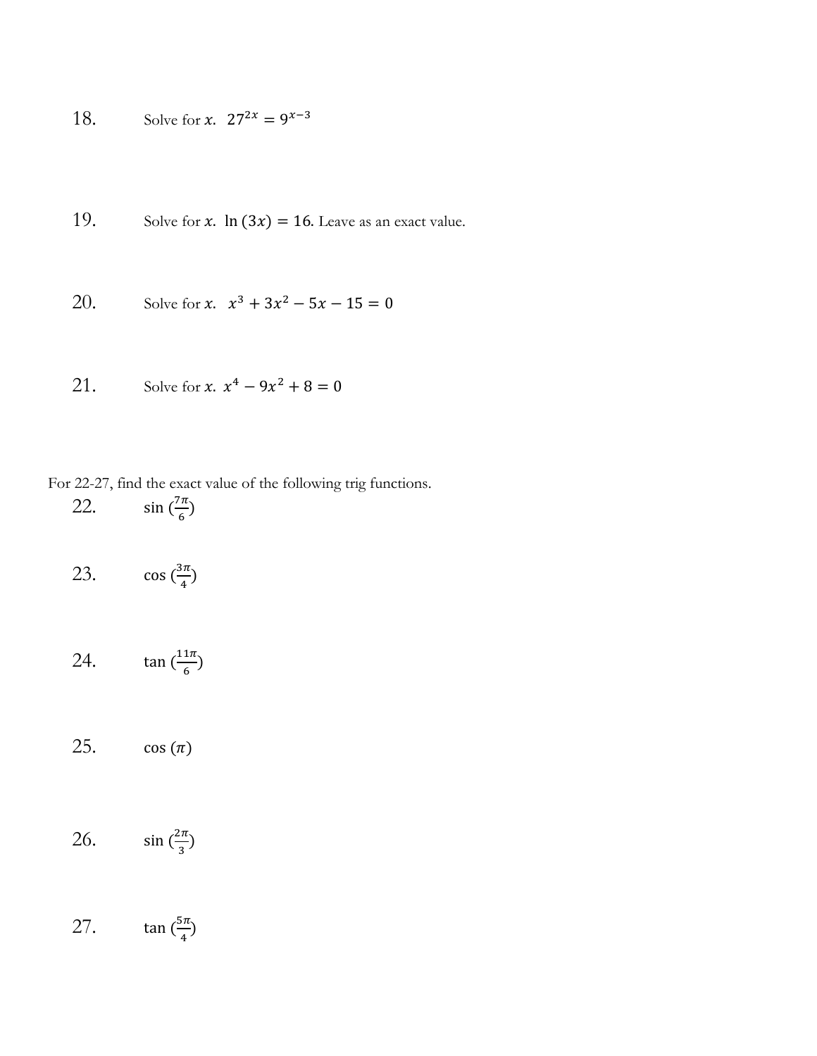18. Solve for $x$. $27^{2x} = 9^{x-3}$

19. Solve for $x$. $\ln(3x) = 16$. Leave as an exact value.

20. Solve for $x$. $x^3 + 3x^2 - 5x - 15 = 0$

21. Solve for $x$. $x^4 - 9x^2 + 8 = 0$

For 22-27, find the exact value of the following trig functions.

22. $\sin\left(\frac{7\pi}{6}\right)$

23. $\cos\left(\frac{3\pi}{4}\right)$

24. $\tan\left(\frac{11\pi}{6}\right)$

25. $\cos(\pi)$

26. $\sin\left(\frac{2\pi}{3}\right)$

27. $\tan\left(\frac{5\pi}{4}\right)$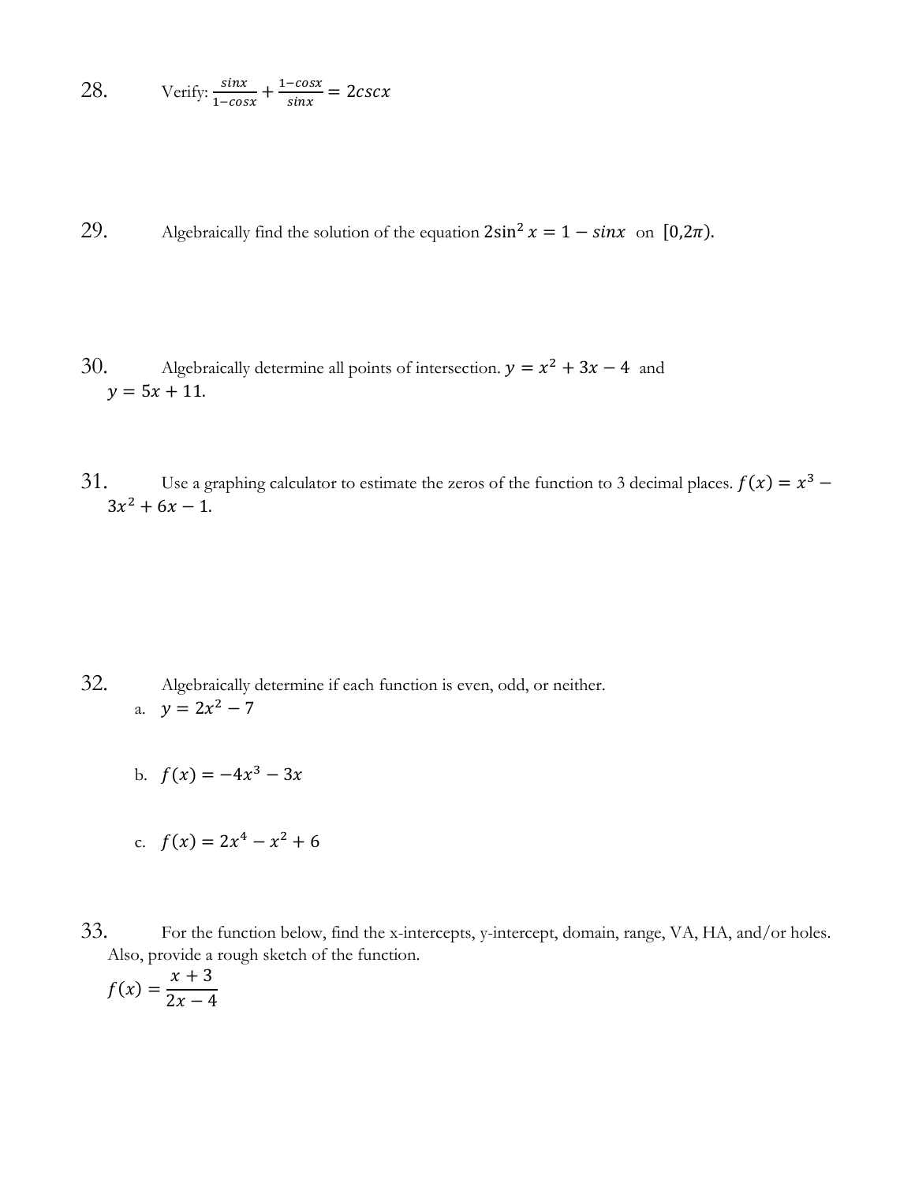28. Verify: $\frac{sinx}{1-cosx} + \frac{1-cosx}{sinx} = 2cscx$

29. Algebraically find the solution of the equation $2\sin^2 x = 1 - sinx$ on $[0,2\pi)$.

30. Algebraically determine all points of intersection. $y = x^2 + 3x - 4$ and $y = 5x + 11$.

31. Use a graphing calculator to estimate the zeros of the function to 3 decimal places. $f(x) = x^3 - 3x^2 + 6x - 1$.

32. Algebraically determine if each function is even, odd, or neither.

a. $y = 2x^2 - 7$

b. $f(x) = -4x^3 - 3x$

c. $f(x) = 2x^4 - x^2 + 6$

33. For the function below, find the x-intercepts, y-intercept, domain, range, VA, HA, and/or holes. Also, provide a rough sketch of the function.

$$f(x) = \frac{x+3}{2x-4}$$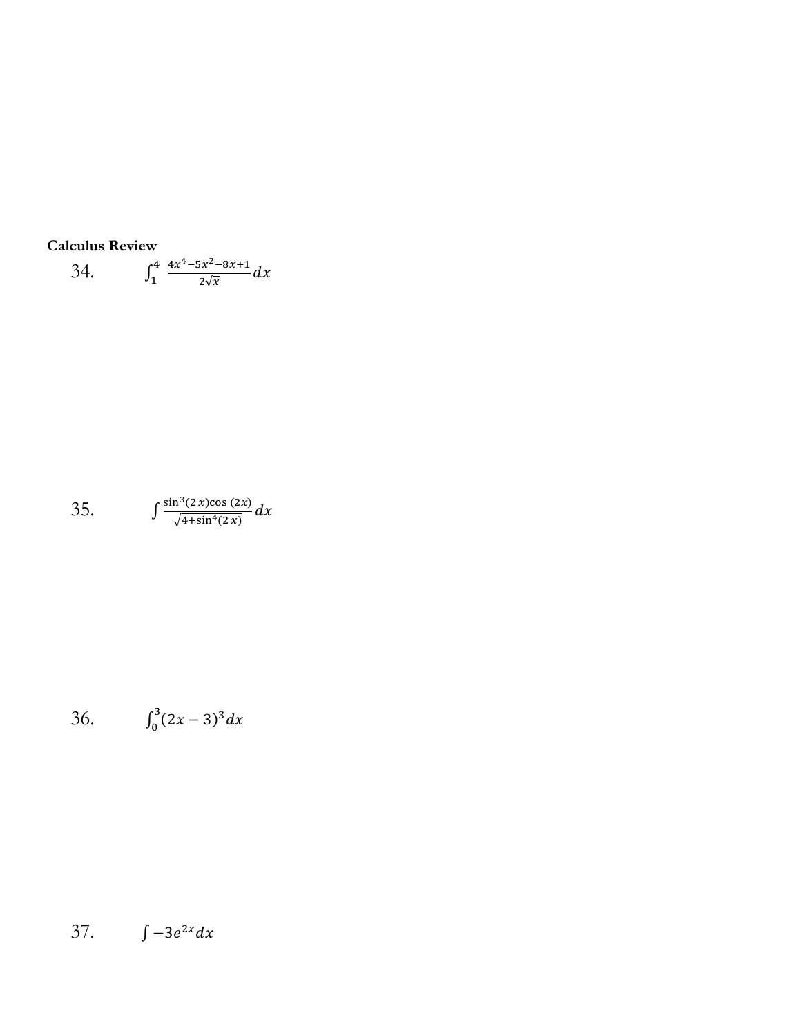**Calculus Review**

34. $\int_1^4 \frac{4x^4-5x^2-8x+1}{2\sqrt{x}}dx$

35. $\int \frac{\sin^3(2x)\cos(2x)}{\sqrt{4+\sin^4(2x)}}dx$

36. $\int_0^3 (2x-3)^3 dx$

37. $\int -3e^{2x}dx$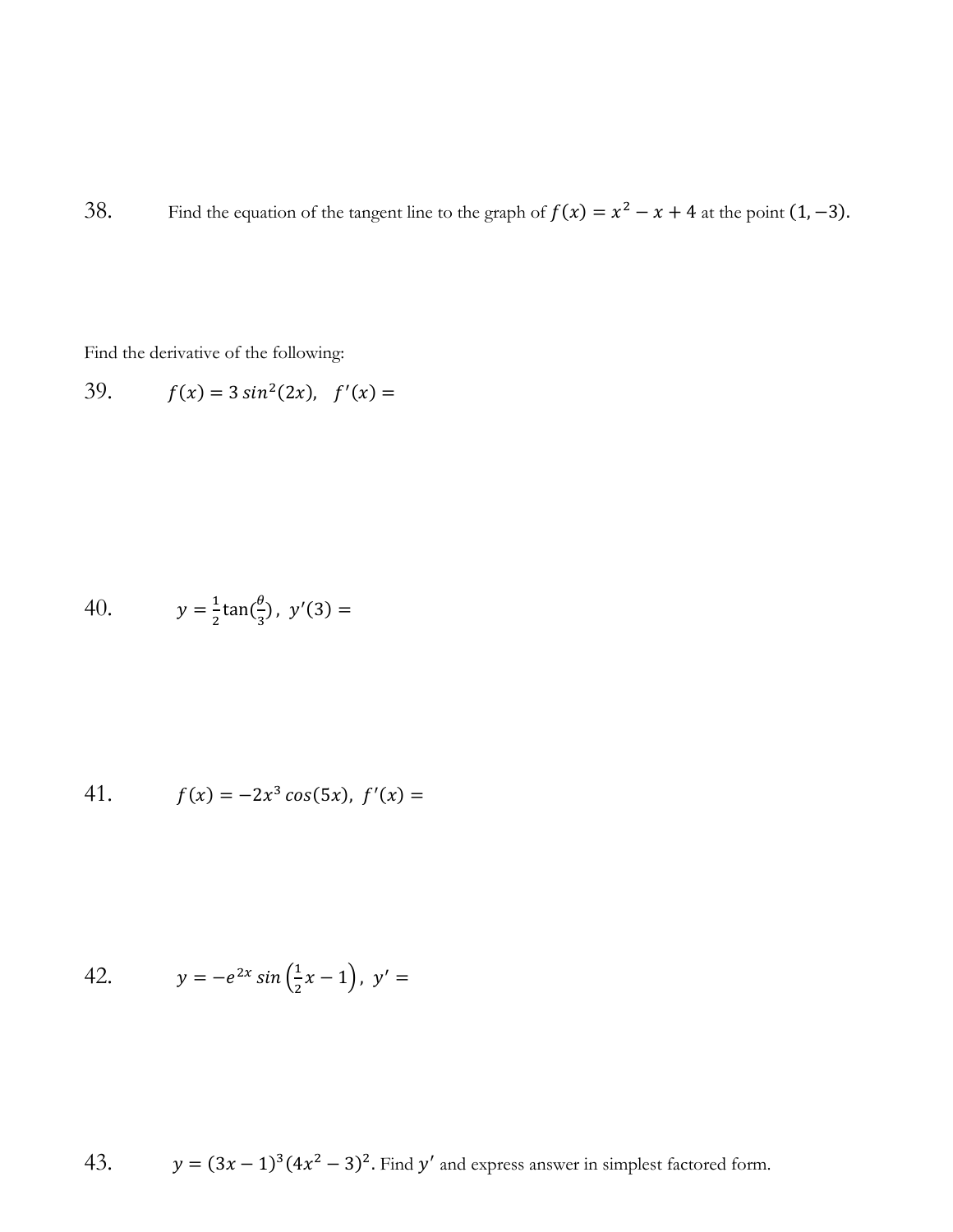38. Find the equation of the tangent line to the graph of $f(x) = x^2 - x + 4$ at the point $(1, -3)$.

Find the derivative of the following:

39. $f(x) = 3\,sin^2(2x)$, $f'(x) =$

40. $y = \frac{1}{2}\tan(\frac{\theta}{3})$, $y'(3) =$

41. $f(x) = -2x^3\,cos(5x)$, $f'(x) =$

42. $y = -e^{2x}\,sin\left(\frac{1}{2}x - 1\right)$, $y' =$

43. $y = (3x - 1)^3(4x^2 - 3)^2$. Find $y'$ and express answer in simplest factored form.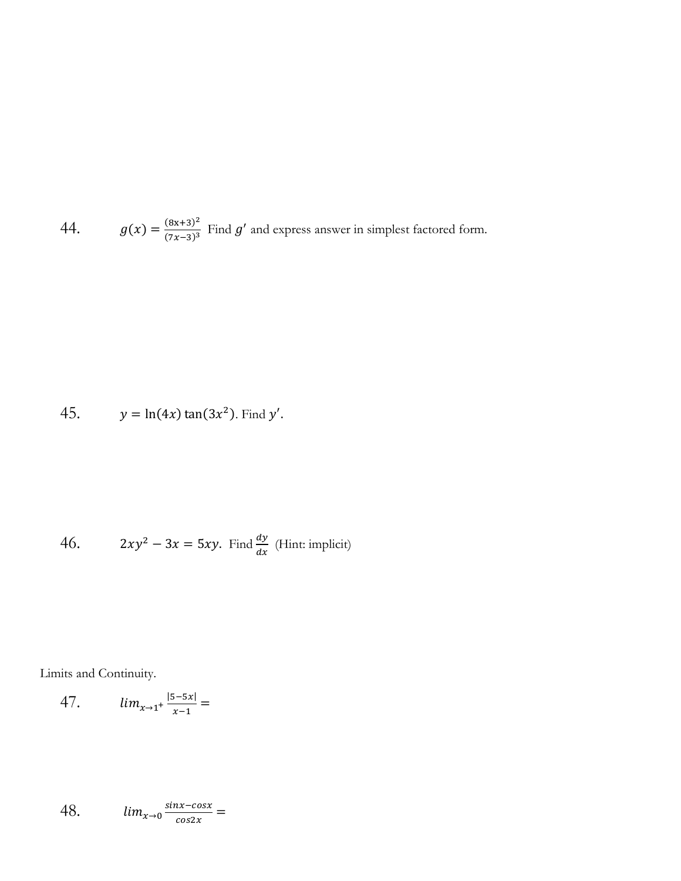44. $g(x) = \frac{(8x+3)^2}{(7x-3)^3}$ Find $g'$ and express answer in simplest factored form.

45. $y = \ln(4x)\tan(3x^2)$. Find $y'$.

46. $2xy^2 - 3x = 5xy$. Find $\frac{dy}{dx}$ (Hint: implicit)

Limits and Continuity.

47. $lim_{x\to1^+} \frac{|5-5x|}{x-1} =$

48. $lim_{x\to0} \frac{sinx-cosx}{cos2x} =$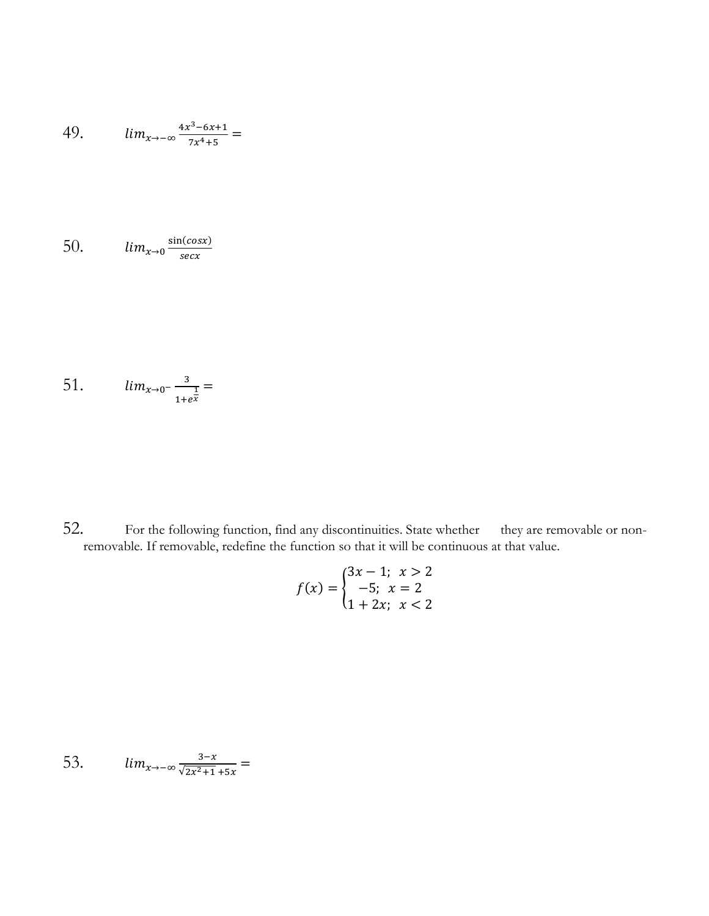49. $lim_{x \to -\infty} \frac{4x^3 - 6x + 1}{7x^4 + 5} =$

50. $lim_{x \to 0} \frac{\sin(cosx)}{secx}$

51. $lim_{x \to 0^-} \frac{3}{1 + e^{\frac{1}{x}}} =$

52. For the following function, find any discontinuities. State whether they are removable or non-removable. If removable, redefine the function so that it will be continuous at that value.

$$f(x) = \begin{cases} 3x - 1; & x > 2 \\ -5; & x = 2 \\ 1 + 2x; & x < 2 \end{cases}$$

53. $lim_{x \to -\infty} \frac{3 - x}{\sqrt{2x^2 + 1} + 5x} =$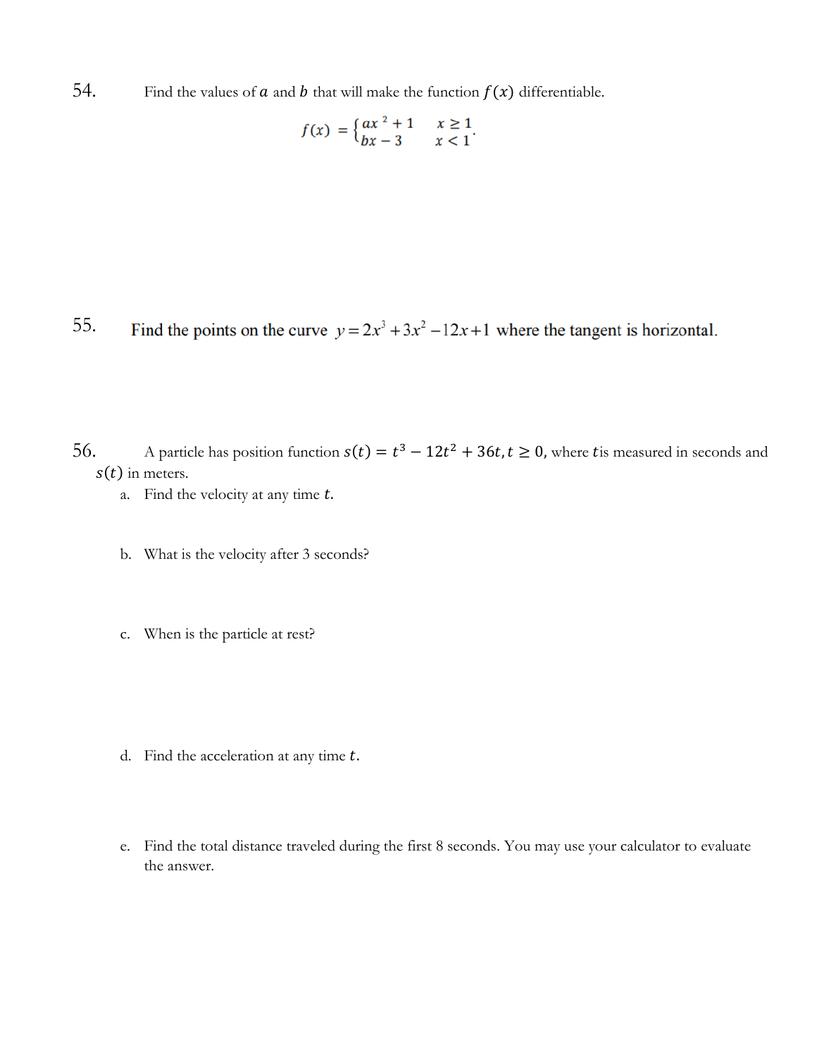54. Find the values of $a$ and $b$ that will make the function $f(x)$ differentiable.

$$f(x) = \begin{cases} ax^2 + 1 & x \geq 1 \\ bx - 3 & x < 1 \end{cases}.$$

55. Find the points on the curve $y = 2x^3 + 3x^2 - 12x + 1$ where the tangent is horizontal.

56. A particle has position function $s(t) = t^3 - 12t^2 + 36t, t \geq 0,$ where $t$ is measured in seconds and $s(t)$ in meters.

a. Find the velocity at any time $t$.

b. What is the velocity after 3 seconds?

c. When is the particle at rest?

d. Find the acceleration at any time $t$.

e. Find the total distance traveled during the first 8 seconds. You may use your calculator to evaluate the answer.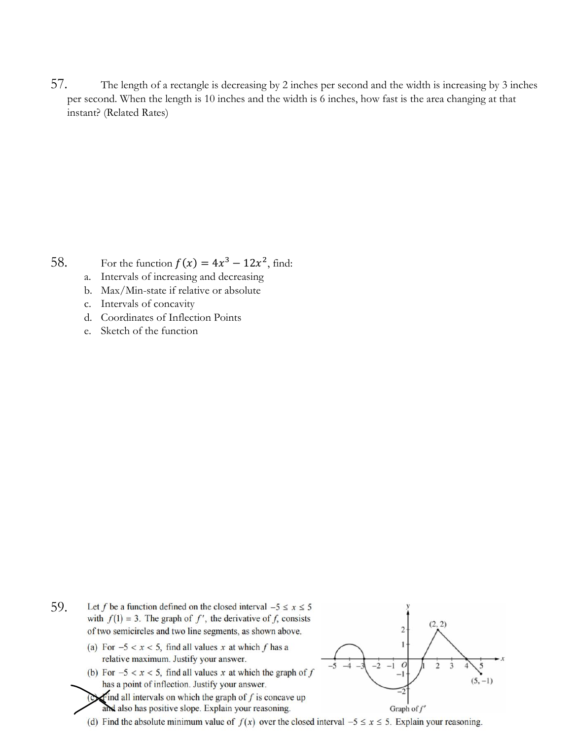57. The length of a rectangle is decreasing by 2 inches per second and the width is increasing by 3 inches per second. When the length is 10 inches and the width is 6 inches, how fast is the area changing at that instant? (Related Rates)

58. For the function $f(x) = 4x^3 - 12x^2$, find:

a. Intervals of increasing and decreasing
b. Max/Min-state if relative or absolute
c. Intervals of concavity
d. Coordinates of Inflection Points
e. Sketch of the function

59. Let $f$ be a function defined on the closed interval $-5 \leq x \leq 5$ with $f(1) = 3$. The graph of $f'$, the derivative of $f$, consists of two semicircles and two line segments, as shown above.

(a) For $-5 < x < 5$, find all values $x$ at which $f$ has a relative maximum. Justify your answer.

(b) For $-5 < x < 5$, find all values $x$ at which the graph of $f$ has a point of inflection. Justify your answer.

(c) Find all intervals on which the graph of $f$ is concave up and also has positive slope. Explain your reasoning.

(d) Find the absolute minimum value of $f(x)$ over the closed interval $-5 \leq x \leq 5$. Explain your reasoning.

Graph of $f'$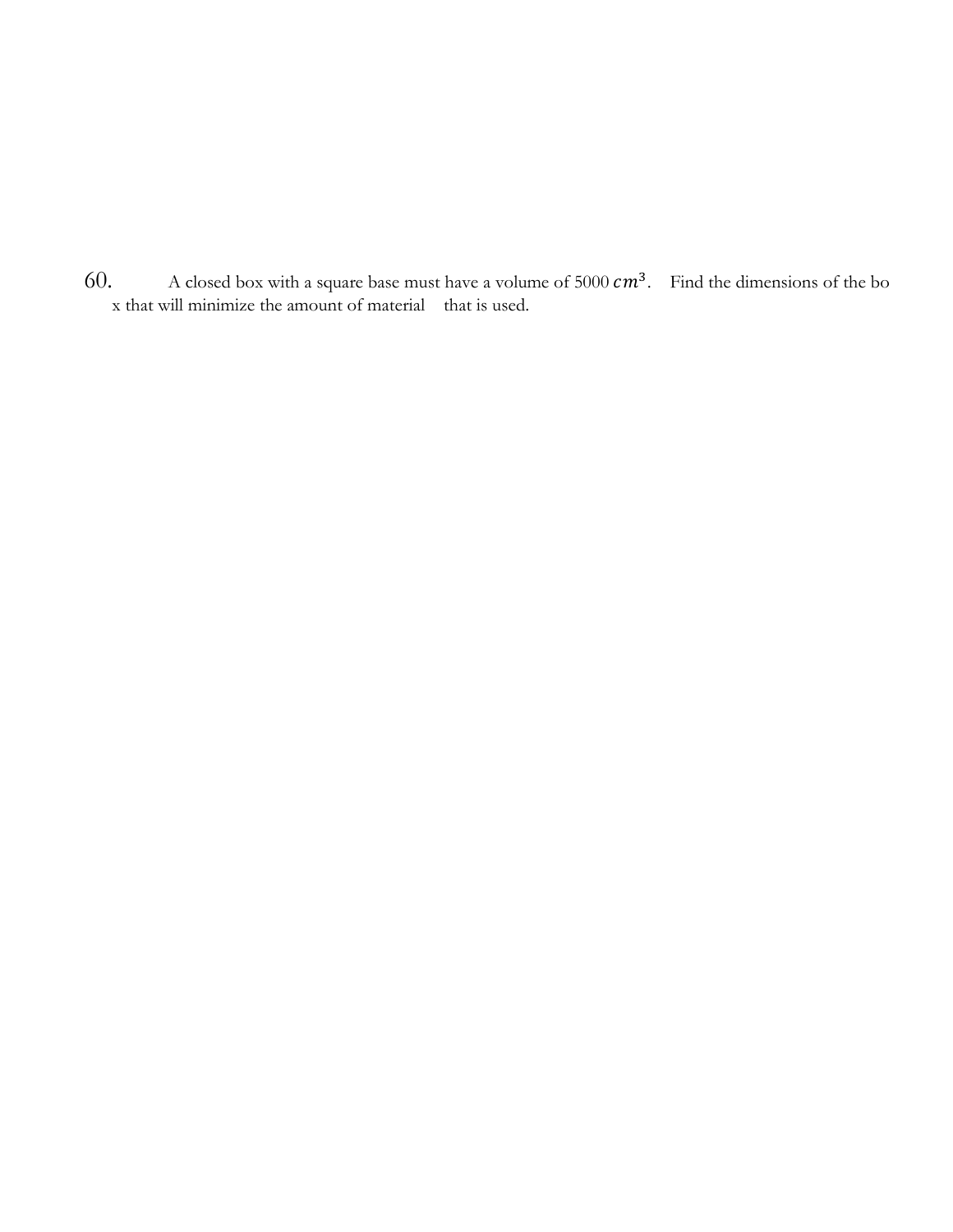60. A closed box with a square base must have a volume of 5000 $cm^3$. Find the dimensions of the bo x that will minimize the amount of material that is used.